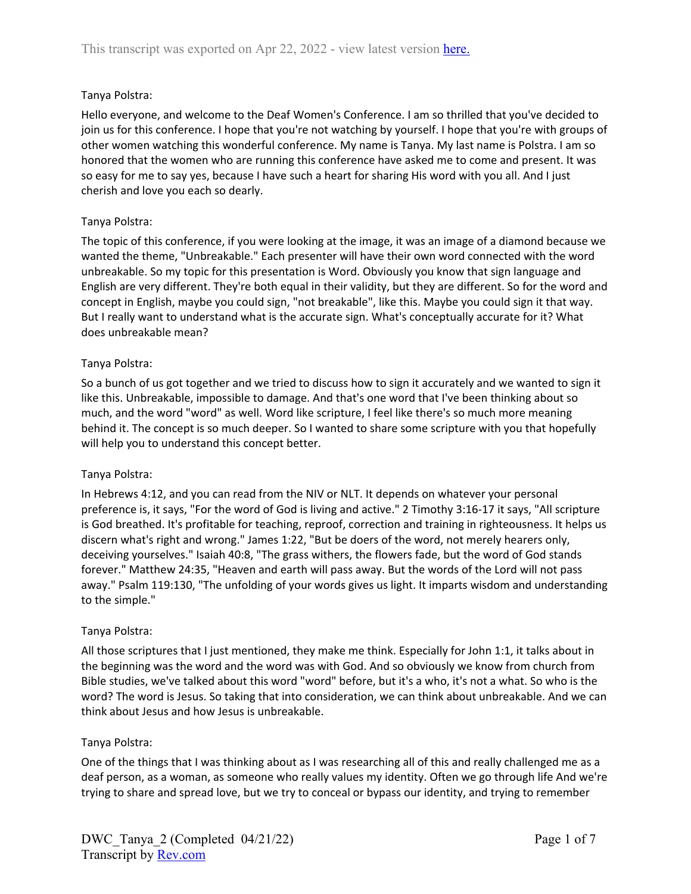This transcript was exported on Apr 22, 2022 - view latest version here.

Tanya Polstra:

Hello everyone, and welcome to the Deaf Women's Conference. I am so thrilled that you've decided to join us for this conference. I hope that you're not watching by yourself. I hope that you're with groups of other women watching this wonderful conference. My name is Tanya. My last name is Polstra. I am so honored that the women who are running this conference have asked me to come and present. It was so easy for me to say yes, because I have such a heart for sharing His word with you all. And I just cherish and love you each so dearly.

Tanya Polstra:

The topic of this conference, if you were looking at the image, it was an image of a diamond because we wanted the theme, "Unbreakable." Each presenter will have their own word connected with the word unbreakable. So my topic for this presentation is Word. Obviously you know that sign language and English are very different. They're both equal in their validity, but they are different. So for the word and concept in English, maybe you could sign, "not breakable", like this. Maybe you could sign it that way. But I really want to understand what is the accurate sign. What's conceptually accurate for it? What does unbreakable mean?

Tanya Polstra:

So a bunch of us got together and we tried to discuss how to sign it accurately and we wanted to sign it like this. Unbreakable, impossible to damage. And that's one word that I've been thinking about so much, and the word "word" as well. Word like scripture, I feel like there's so much more meaning behind it. The concept is so much deeper. So I wanted to share some scripture with you that hopefully will help you to understand this concept better.

Tanya Polstra:

In Hebrews 4:12, and you can read from the NIV or NLT. It depends on whatever your personal preference is, it says, "For the word of God is living and active." 2 Timothy 3:16-17 it says, "All scripture is God breathed. It's profitable for teaching, reproof, correction and training in righteousness. It helps us discern what's right and wrong." James 1:22, "But be doers of the word, not merely hearers only, deceiving yourselves." Isaiah 40:8, "The grass withers, the flowers fade, but the word of God stands forever." Matthew 24:35, "Heaven and earth will pass away. But the words of the Lord will not pass away." Psalm 119:130, "The unfolding of your words gives us light. It imparts wisdom and understanding to the simple."

Tanya Polstra:

All those scriptures that I just mentioned, they make me think. Especially for John 1:1, it talks about in the beginning was the word and the word was with God. And so obviously we know from church from Bible studies, we've talked about this word "word" before, but it's a who, it's not a what. So who is the word? The word is Jesus. So taking that into consideration, we can think about unbreakable. And we can think about Jesus and how Jesus is unbreakable.

Tanya Polstra:

One of the things that I was thinking about as I was researching all of this and really challenged me as a deaf person, as a woman, as someone who really values my identity. Often we go through life And we're trying to share and spread love, but we try to conceal or bypass our identity, and trying to remember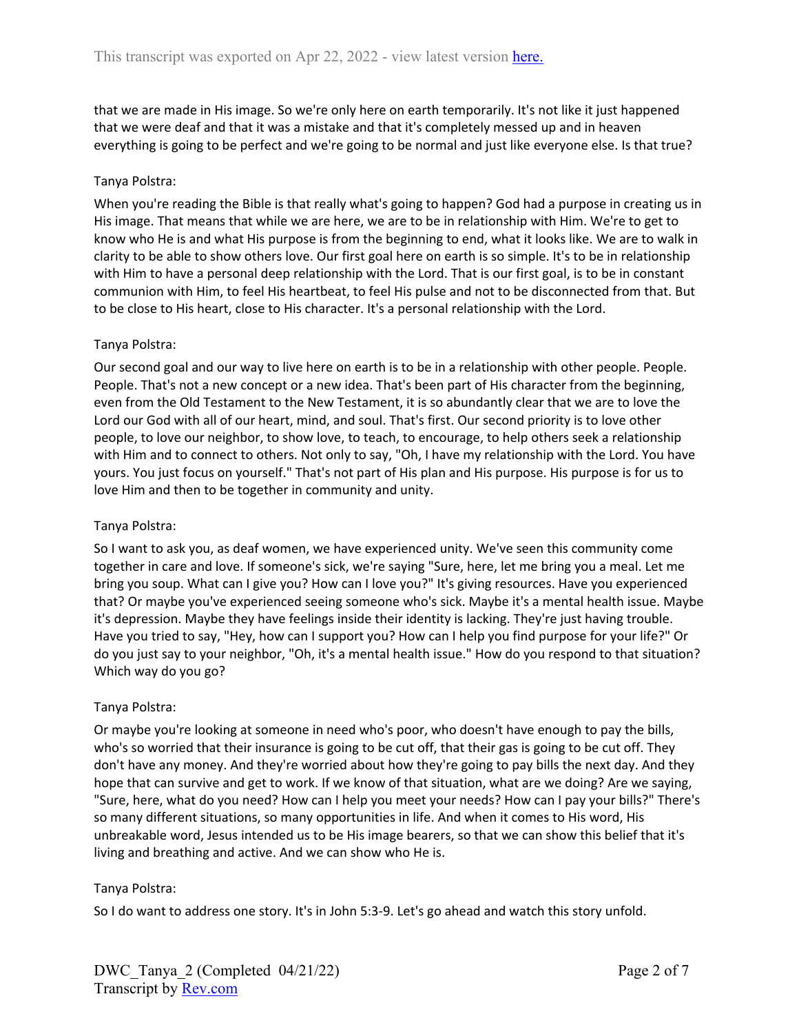that we are made in His image. So we're only here on earth temporarily. It's not like it just happened that we were deaf and that it was a mistake and that it's completely messed up and in heaven everything is going to be perfect and we're going to be normal and just like everyone else. Is that true?

Tanya Polstra:

When you're reading the Bible is that really what's going to happen? God had a purpose in creating us in His image. That means that while we are here, we are to be in relationship with Him. We're to get to know who He is and what His purpose is from the beginning to end, what it looks like. We are to walk in clarity to be able to show others love. Our first goal here on earth is so simple. It's to be in relationship with Him to have a personal deep relationship with the Lord. That is our first goal, is to be in constant communion with Him, to feel His heartbeat, to feel His pulse and not to be disconnected from that. But to be close to His heart, close to His character. It's a personal relationship with the Lord.

Tanya Polstra:

Our second goal and our way to live here on earth is to be in a relationship with other people. People. People. That's not a new concept or a new idea. That's been part of His character from the beginning, even from the Old Testament to the New Testament, it is so abundantly clear that we are to love the Lord our God with all of our heart, mind, and soul. That's first. Our second priority is to love other people, to love our neighbor, to show love, to teach, to encourage, to help others seek a relationship with Him and to connect to others. Not only to say, "Oh, I have my relationship with the Lord. You have yours. You just focus on yourself." That's not part of His plan and His purpose. His purpose is for us to love Him and then to be together in community and unity.

Tanya Polstra:

So I want to ask you, as deaf women, we have experienced unity. We've seen this community come together in care and love. If someone's sick, we're saying "Sure, here, let me bring you a meal. Let me bring you soup. What can I give you? How can I love you?" It's giving resources. Have you experienced that? Or maybe you've experienced seeing someone who's sick. Maybe it's a mental health issue. Maybe it's depression. Maybe they have feelings inside their identity is lacking. They're just having trouble. Have you tried to say, "Hey, how can I support you? How can I help you find purpose for your life?" Or do you just say to your neighbor, "Oh, it's a mental health issue." How do you respond to that situation? Which way do you go?

Tanya Polstra:

Or maybe you're looking at someone in need who's poor, who doesn't have enough to pay the bills, who's so worried that their insurance is going to be cut off, that their gas is going to be cut off. They don't have any money. And they're worried about how they're going to pay bills the next day. And they hope that can survive and get to work. If we know of that situation, what are we doing? Are we saying, "Sure, here, what do you need? How can I help you meet your needs? How can I pay your bills?" There's so many different situations, so many opportunities in life. And when it comes to His word, His unbreakable word, Jesus intended us to be His image bearers, so that we can show this belief that it's living and breathing and active. And we can show who He is.

Tanya Polstra:

So I do want to address one story. It's in John 5:3-9. Let's go ahead and watch this story unfold.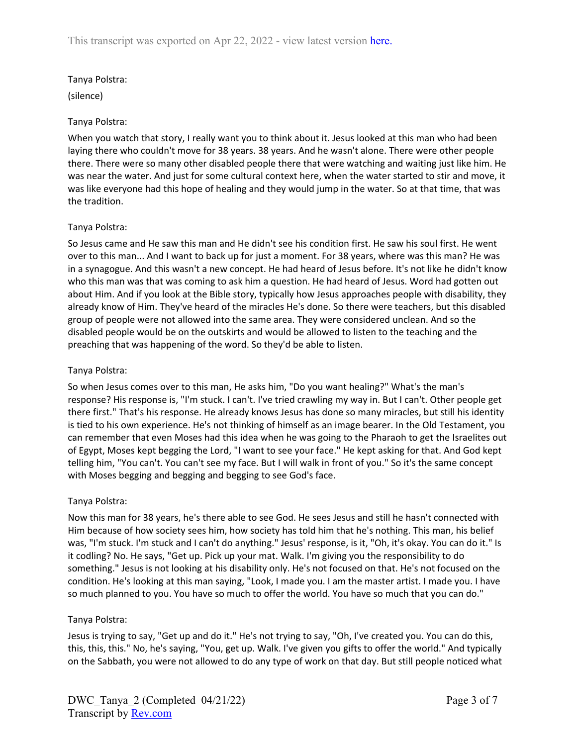Tanya Polstra:

(silence)

Tanya Polstra:

When you watch that story, I really want you to think about it. Jesus looked at this man who had been laying there who couldn't move for 38 years. 38 years. And he wasn't alone. There were other people there. There were so many other disabled people there that were watching and waiting just like him. He was near the water. And just for some cultural context here, when the water started to stir and move, it was like everyone had this hope of healing and they would jump in the water. So at that time, that was the tradition.

Tanya Polstra:

So Jesus came and He saw this man and He didn't see his condition first. He saw his soul first. He went over to this man... And I want to back up for just a moment. For 38 years, where was this man? He was in a synagogue. And this wasn't a new concept. He had heard of Jesus before. It's not like he didn't know who this man was that was coming to ask him a question. He had heard of Jesus. Word had gotten out about Him. And if you look at the Bible story, typically how Jesus approaches people with disability, they already know of Him. They've heard of the miracles He's done. So there were teachers, but this disabled group of people were not allowed into the same area. They were considered unclean. And so the disabled people would be on the outskirts and would be allowed to listen to the teaching and the preaching that was happening of the word. So they'd be able to listen.

Tanya Polstra:

So when Jesus comes over to this man, He asks him, "Do you want healing?" What's the man's response? His response is, "I'm stuck. I can't. I've tried crawling my way in. But I can't. Other people get there first." That's his response. He already knows Jesus has done so many miracles, but still his identity is tied to his own experience. He's not thinking of himself as an image bearer. In the Old Testament, you can remember that even Moses had this idea when he was going to the Pharaoh to get the Israelites out of Egypt, Moses kept begging the Lord, "I want to see your face." He kept asking for that. And God kept telling him, "You can't. You can't see my face. But I will walk in front of you." So it's the same concept with Moses begging and begging and begging to see God's face.

Tanya Polstra:

Now this man for 38 years, he's there able to see God. He sees Jesus and still he hasn't connected with Him because of how society sees him, how society has told him that he's nothing. This man, his belief was, "I'm stuck. I'm stuck and I can't do anything." Jesus' response, is it, "Oh, it's okay. You can do it." Is it codling? No. He says, "Get up. Pick up your mat. Walk. I'm giving you the responsibility to do something." Jesus is not looking at his disability only. He's not focused on that. He's not focused on the condition. He's looking at this man saying, "Look, I made you. I am the master artist. I made you. I have so much planned to you. You have so much to offer the world. You have so much that you can do."

Tanya Polstra:

Jesus is trying to say, "Get up and do it." He's not trying to say, "Oh, I've created you. You can do this, this, this, this." No, he's saying, "You, get up. Walk. I've given you gifts to offer the world." And typically on the Sabbath, you were not allowed to do any type of work on that day. But still people noticed what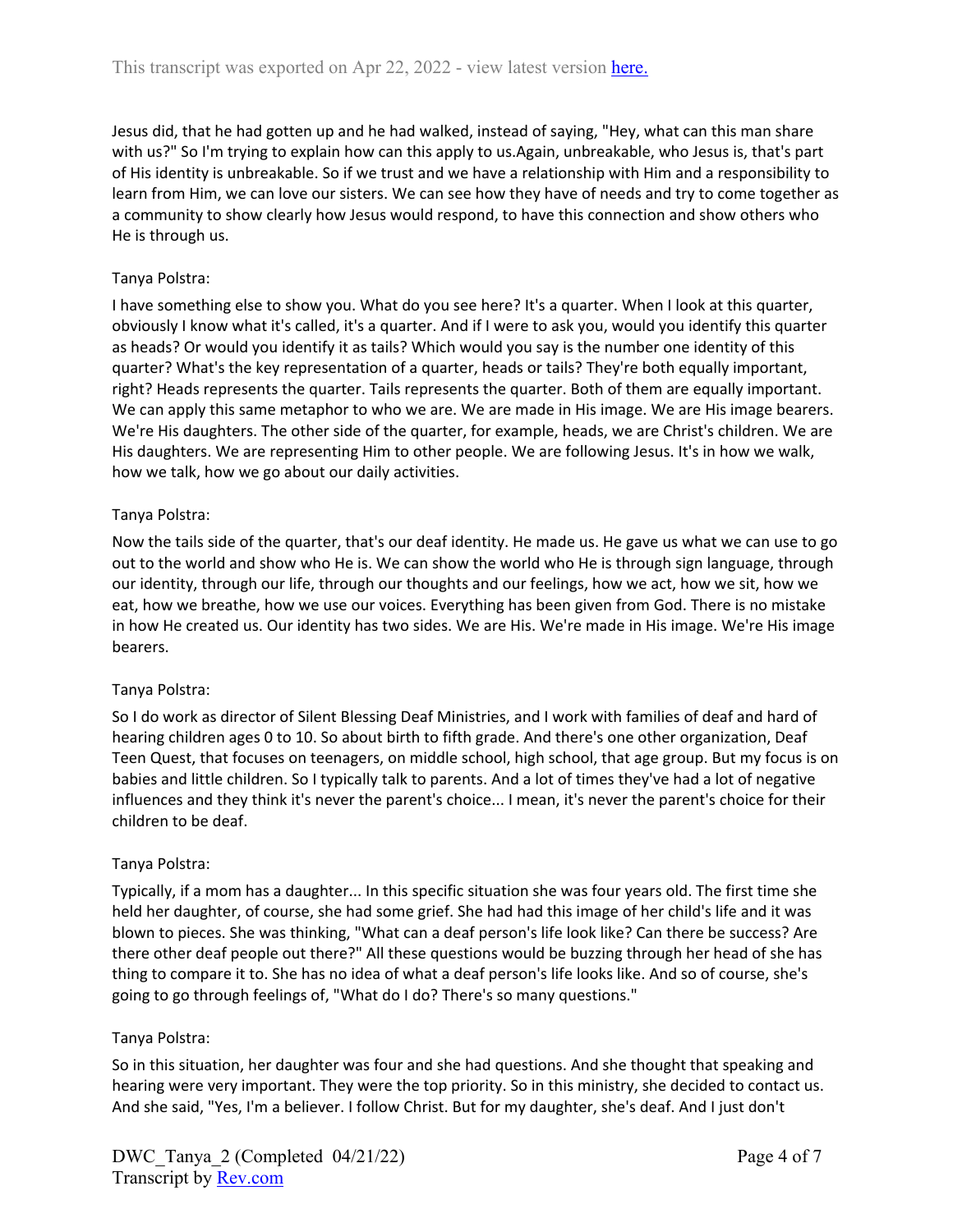Jesus did, that he had gotten up and he had walked, instead of saying, "Hey, what can this man share with us?" So I'm trying to explain how can this apply to us.Again, unbreakable, who Jesus is, that's part of His identity is unbreakable. So if we trust and we have a relationship with Him and a responsibility to learn from Him, we can love our sisters. We can see how they have of needs and try to come together as a community to show clearly how Jesus would respond, to have this connection and show others who He is through us.

Tanya Polstra:

I have something else to show you. What do you see here? It's a quarter. When I look at this quarter, obviously I know what it's called, it's a quarter. And if I were to ask you, would you identify this quarter as heads? Or would you identify it as tails? Which would you say is the number one identity of this quarter? What's the key representation of a quarter, heads or tails? They're both equally important, right? Heads represents the quarter. Tails represents the quarter. Both of them are equally important. We can apply this same metaphor to who we are. We are made in His image. We are His image bearers. We're His daughters. The other side of the quarter, for example, heads, we are Christ's children. We are His daughters. We are representing Him to other people. We are following Jesus. It's in how we walk, how we talk, how we go about our daily activities.

Tanya Polstra:

Now the tails side of the quarter, that's our deaf identity. He made us. He gave us what we can use to go out to the world and show who He is. We can show the world who He is through sign language, through our identity, through our life, through our thoughts and our feelings, how we act, how we sit, how we eat, how we breathe, how we use our voices. Everything has been given from God. There is no mistake in how He created us. Our identity has two sides. We are His. We're made in His image. We're His image bearers.

Tanya Polstra:

So I do work as director of Silent Blessing Deaf Ministries, and I work with families of deaf and hard of hearing children ages 0 to 10. So about birth to fifth grade. And there's one other organization, Deaf Teen Quest, that focuses on teenagers, on middle school, high school, that age group. But my focus is on babies and little children. So I typically talk to parents. And a lot of times they've had a lot of negative influences and they think it's never the parent's choice... I mean, it's never the parent's choice for their children to be deaf.

Tanya Polstra:

Typically, if a mom has a daughter... In this specific situation she was four years old. The first time she held her daughter, of course, she had some grief. She had had this image of her child's life and it was blown to pieces. She was thinking, "What can a deaf person's life look like? Can there be success? Are there other deaf people out there?" All these questions would be buzzing through her head of she has thing to compare it to. She has no idea of what a deaf person's life looks like. And so of course, she's going to go through feelings of, "What do I do? There's so many questions."

Tanya Polstra:

So in this situation, her daughter was four and she had questions. And she thought that speaking and hearing were very important. They were the top priority. So in this ministry, she decided to contact us. And she said, "Yes, I'm a believer. I follow Christ. But for my daughter, she's deaf. And I just don't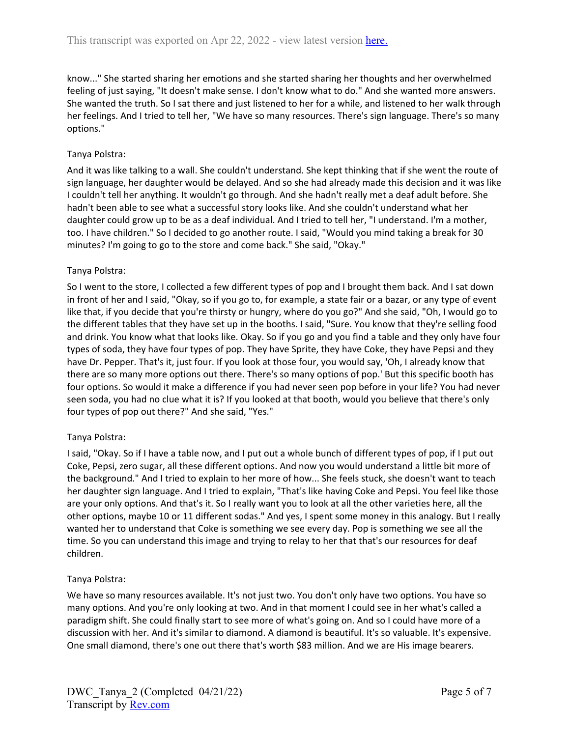know..." She started sharing her emotions and she started sharing her thoughts and her overwhelmed feeling of just saying, "It doesn't make sense. I don't know what to do." And she wanted more answers. She wanted the truth. So I sat there and just listened to her for a while, and listened to her walk through her feelings. And I tried to tell her, "We have so many resources. There's sign language. There's so many options."

Tanya Polstra:

And it was like talking to a wall. She couldn't understand. She kept thinking that if she went the route of sign language, her daughter would be delayed. And so she had already made this decision and it was like I couldn't tell her anything. It wouldn't go through. And she hadn't really met a deaf adult before. She hadn't been able to see what a successful story looks like. And she couldn't understand what her daughter could grow up to be as a deaf individual. And I tried to tell her, "I understand. I'm a mother, too. I have children." So I decided to go another route. I said, "Would you mind taking a break for 30 minutes? I'm going to go to the store and come back." She said, "Okay."

Tanya Polstra:

So I went to the store, I collected a few different types of pop and I brought them back. And I sat down in front of her and I said, "Okay, so if you go to, for example, a state fair or a bazar, or any type of event like that, if you decide that you're thirsty or hungry, where do you go?" And she said, "Oh, I would go to the different tables that they have set up in the booths. I said, "Sure. You know that they're selling food and drink. You know what that looks like. Okay. So if you go and you find a table and they only have four types of soda, they have four types of pop. They have Sprite, they have Coke, they have Pepsi and they have Dr. Pepper. That's it, just four. If you look at those four, you would say, 'Oh, I already know that there are so many more options out there. There's so many options of pop.' But this specific booth has four options. So would it make a difference if you had never seen pop before in your life? You had never seen soda, you had no clue what it is? If you looked at that booth, would you believe that there's only four types of pop out there?" And she said, "Yes."

Tanya Polstra:

I said, "Okay. So if I have a table now, and I put out a whole bunch of different types of pop, if I put out Coke, Pepsi, zero sugar, all these different options. And now you would understand a little bit more of the background." And I tried to explain to her more of how... She feels stuck, she doesn't want to teach her daughter sign language. And I tried to explain, "That's like having Coke and Pepsi. You feel like those are your only options. And that's it. So I really want you to look at all the other varieties here, all the other options, maybe 10 or 11 different sodas." And yes, I spent some money in this analogy. But I really wanted her to understand that Coke is something we see every day. Pop is something we see all the time. So you can understand this image and trying to relay to her that that's our resources for deaf children.

Tanya Polstra:

We have so many resources available. It's not just two. You don't only have two options. You have so many options. And you're only looking at two. And in that moment I could see in her what's called a paradigm shift. She could finally start to see more of what's going on. And so I could have more of a discussion with her. And it's similar to diamond. A diamond is beautiful. It's so valuable. It's expensive. One small diamond, there's one out there that's worth $83 million. And we are His image bearers.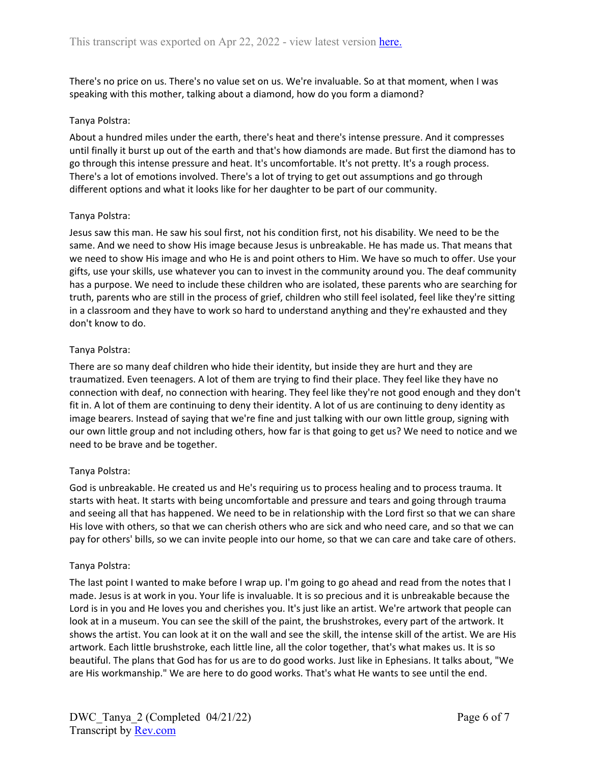There's no price on us. There's no value set on us. We're invaluable. So at that moment, when I was speaking with this mother, talking about a diamond, how do you form a diamond?

Tanya Polstra:

About a hundred miles under the earth, there's heat and there's intense pressure. And it compresses until finally it burst up out of the earth and that's how diamonds are made. But first the diamond has to go through this intense pressure and heat. It's uncomfortable. It's not pretty. It's a rough process. There's a lot of emotions involved. There's a lot of trying to get out assumptions and go through different options and what it looks like for her daughter to be part of our community.

Tanya Polstra:

Jesus saw this man. He saw his soul first, not his condition first, not his disability. We need to be the same. And we need to show His image because Jesus is unbreakable. He has made us. That means that we need to show His image and who He is and point others to Him. We have so much to offer. Use your gifts, use your skills, use whatever you can to invest in the community around you. The deaf community has a purpose. We need to include these children who are isolated, these parents who are searching for truth, parents who are still in the process of grief, children who still feel isolated, feel like they're sitting in a classroom and they have to work so hard to understand anything and they're exhausted and they don't know to do.

Tanya Polstra:

There are so many deaf children who hide their identity, but inside they are hurt and they are traumatized. Even teenagers. A lot of them are trying to find their place. They feel like they have no connection with deaf, no connection with hearing. They feel like they're not good enough and they don't fit in. A lot of them are continuing to deny their identity. A lot of us are continuing to deny identity as image bearers. Instead of saying that we're fine and just talking with our own little group, signing with our own little group and not including others, how far is that going to get us? We need to notice and we need to be brave and be together.

Tanya Polstra:

God is unbreakable. He created us and He's requiring us to process healing and to process trauma. It starts with heat. It starts with being uncomfortable and pressure and tears and going through trauma and seeing all that has happened. We need to be in relationship with the Lord first so that we can share His love with others, so that we can cherish others who are sick and who need care, and so that we can pay for others' bills, so we can invite people into our home, so that we can care and take care of others.

Tanya Polstra:

The last point I wanted to make before I wrap up. I'm going to go ahead and read from the notes that I made. Jesus is at work in you. Your life is invaluable. It is so precious and it is unbreakable because the Lord is in you and He loves you and cherishes you. It's just like an artist. We're artwork that people can look at in a museum. You can see the skill of the paint, the brushstrokes, every part of the artwork. It shows the artist. You can look at it on the wall and see the skill, the intense skill of the artist. We are His artwork. Each little brushstroke, each little line, all the color together, that's what makes us. It is so beautiful. The plans that God has for us are to do good works. Just like in Ephesians. It talks about, "We are His workmanship." We are here to do good works. That's what He wants to see until the end.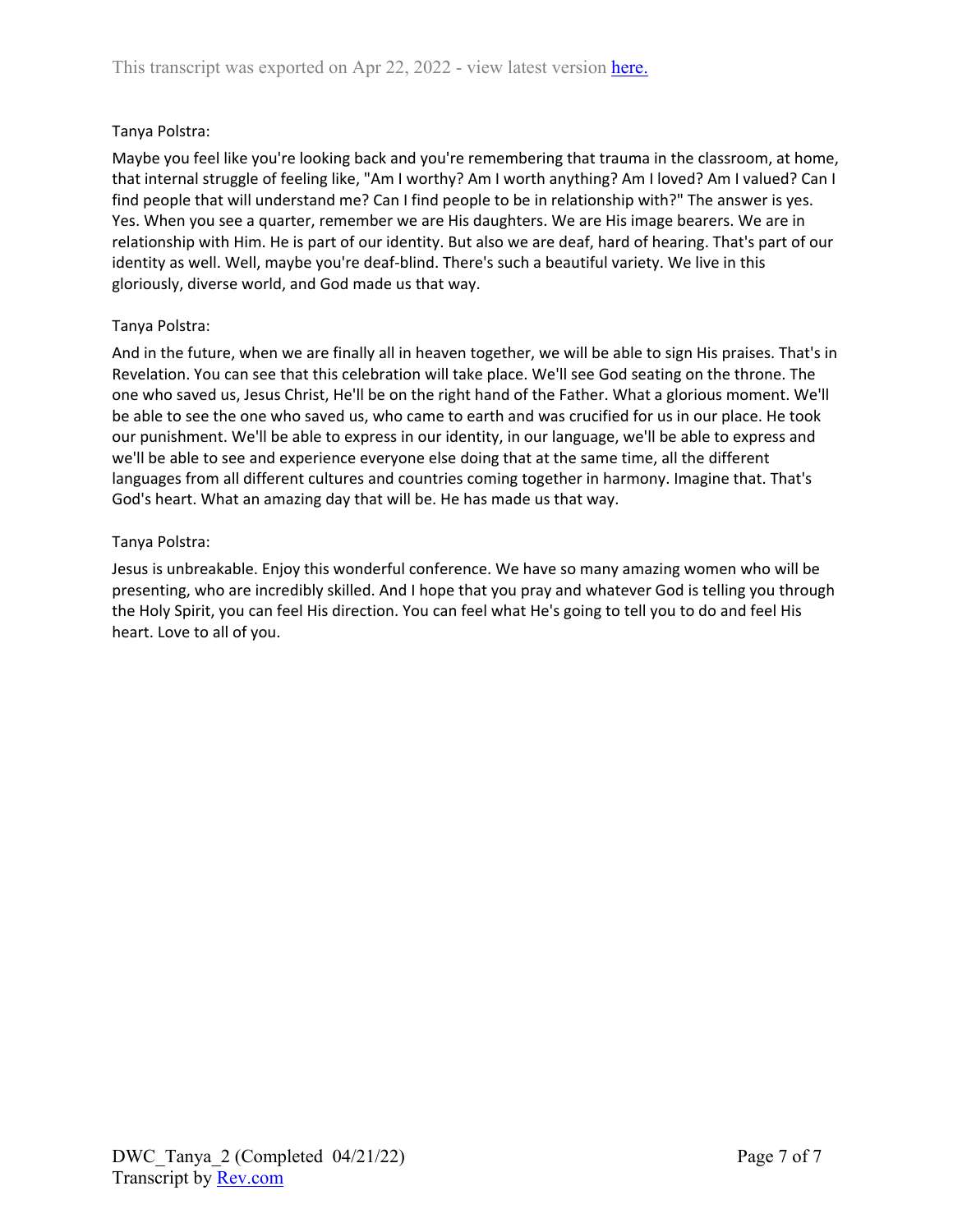Tanya Polstra:

Maybe you feel like you're looking back and you're remembering that trauma in the classroom, at home, that internal struggle of feeling like, "Am I worthy? Am I worth anything? Am I loved? Am I valued? Can I find people that will understand me? Can I find people to be in relationship with?" The answer is yes. Yes. When you see a quarter, remember we are His daughters. We are His image bearers. We are in relationship with Him. He is part of our identity. But also we are deaf, hard of hearing. That's part of our identity as well. Well, maybe you're deaf-blind. There's such a beautiful variety. We live in this gloriously, diverse world, and God made us that way.

Tanya Polstra:

And in the future, when we are finally all in heaven together, we will be able to sign His praises. That's in Revelation. You can see that this celebration will take place. We'll see God seating on the throne. The one who saved us, Jesus Christ, He'll be on the right hand of the Father. What a glorious moment. We'll be able to see the one who saved us, who came to earth and was crucified for us in our place. He took our punishment. We'll be able to express in our identity, in our language, we'll be able to express and we'll be able to see and experience everyone else doing that at the same time, all the different languages from all different cultures and countries coming together in harmony. Imagine that. That's God's heart. What an amazing day that will be. He has made us that way.

Tanya Polstra:

Jesus is unbreakable. Enjoy this wonderful conference. We have so many amazing women who will be presenting, who are incredibly skilled. And I hope that you pray and whatever God is telling you through the Holy Spirit, you can feel His direction. You can feel what He's going to tell you to do and feel His heart. Love to all of you.